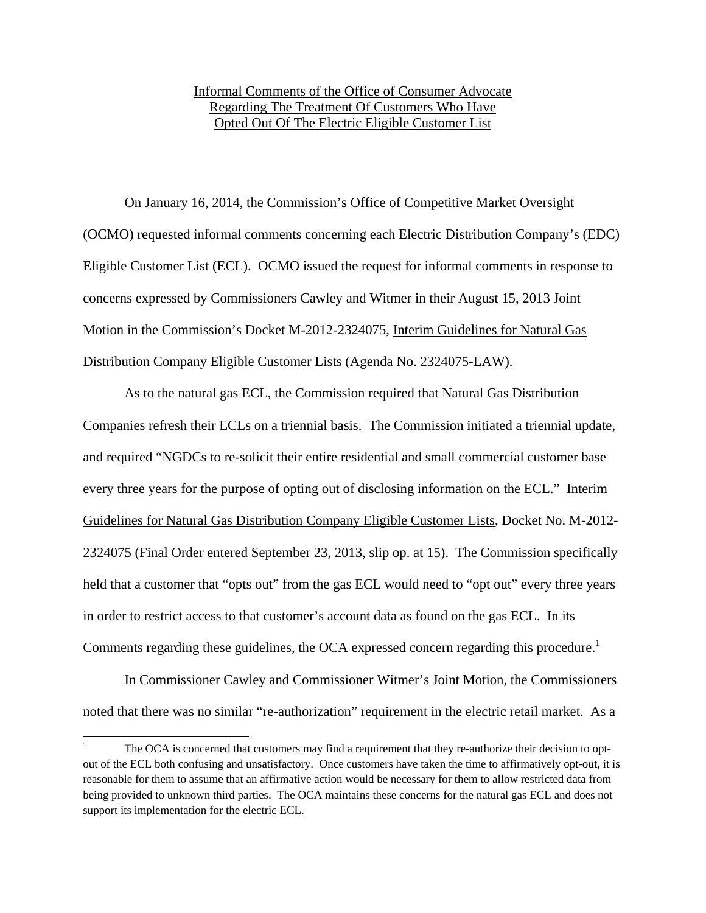<u>Informal Comments of the Office of Consumer Advocate</u>
<u>Regarding The Treatment Of Customers Who Have</u>
<u>Opted Out Of The Electric Eligible Customer List</u>

On January 16, 2014, the Commission's Office of Competitive Market Oversight (OCMO) requested informal comments concerning each Electric Distribution Company's (EDC) Eligible Customer List (ECL). OCMO issued the request for informal comments in response to concerns expressed by Commissioners Cawley and Witmer in their August 15, 2013 Joint Motion in the Commission's Docket M-2012-2324075, <u>Interim Guidelines for Natural Gas Distribution Company Eligible Customer Lists</u> (Agenda No. 2324075-LAW).

As to the natural gas ECL, the Commission required that Natural Gas Distribution Companies refresh their ECLs on a triennial basis. The Commission initiated a triennial update, and required "NGDCs to re-solicit their entire residential and small commercial customer base every three years for the purpose of opting out of disclosing information on the ECL." <u>Interim Guidelines for Natural Gas Distribution Company Eligible Customer Lists</u>, Docket No. M-2012-2324075 (Final Order entered September 23, 2013, slip op. at 15). The Commission specifically held that a customer that "opts out" from the gas ECL would need to "opt out" every three years in order to restrict access to that customer's account data as found on the gas ECL. In its Comments regarding these guidelines, the OCA expressed concern regarding this procedure.[1]

In Commissioner Cawley and Commissioner Witmer's Joint Motion, the Commissioners noted that there was no similar "re-authorization" requirement in the electric retail market. As a

[1] The OCA is concerned that customers may find a requirement that they re-authorize their decision to opt-out of the ECL both confusing and unsatisfactory. Once customers have taken the time to affirmatively opt-out, it is reasonable for them to assume that an affirmative action would be necessary for them to allow restricted data from being provided to unknown third parties. The OCA maintains these concerns for the natural gas ECL and does not support its implementation for the electric ECL.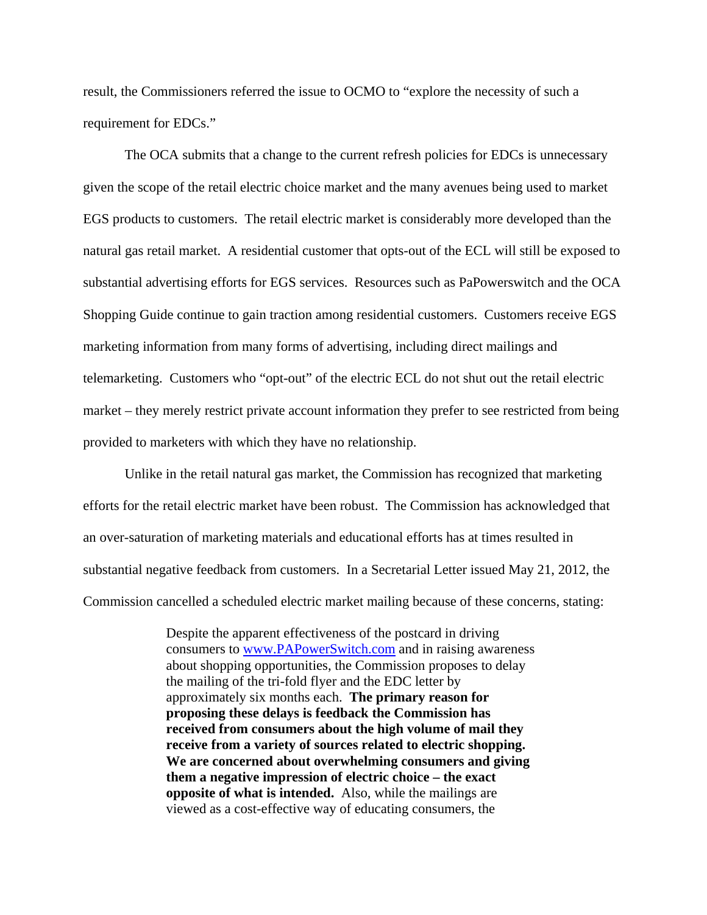result, the Commissioners referred the issue to OCMO to "explore the necessity of such a requirement for EDCs."

The OCA submits that a change to the current refresh policies for EDCs is unnecessary given the scope of the retail electric choice market and the many avenues being used to market EGS products to customers. The retail electric market is considerably more developed than the natural gas retail market. A residential customer that opts-out of the ECL will still be exposed to substantial advertising efforts for EGS services. Resources such as PaPowerswitch and the OCA Shopping Guide continue to gain traction among residential customers. Customers receive EGS marketing information from many forms of advertising, including direct mailings and telemarketing. Customers who "opt-out" of the electric ECL do not shut out the retail electric market – they merely restrict private account information they prefer to see restricted from being provided to marketers with which they have no relationship.

Unlike in the retail natural gas market, the Commission has recognized that marketing efforts for the retail electric market have been robust. The Commission has acknowledged that an over-saturation of marketing materials and educational efforts has at times resulted in substantial negative feedback from customers. In a Secretarial Letter issued May 21, 2012, the Commission cancelled a scheduled electric market mailing because of these concerns, stating:

> Despite the apparent effectiveness of the postcard in driving consumers to www.PAPowerSwitch.com and in raising awareness about shopping opportunities, the Commission proposes to delay the mailing of the tri-fold flyer and the EDC letter by approximately six months each. **The primary reason for proposing these delays is feedback the Commission has received from consumers about the high volume of mail they receive from a variety of sources related to electric shopping. We are concerned about overwhelming consumers and giving them a negative impression of electric choice – the exact opposite of what is intended.** Also, while the mailings are viewed as a cost-effective way of educating consumers, the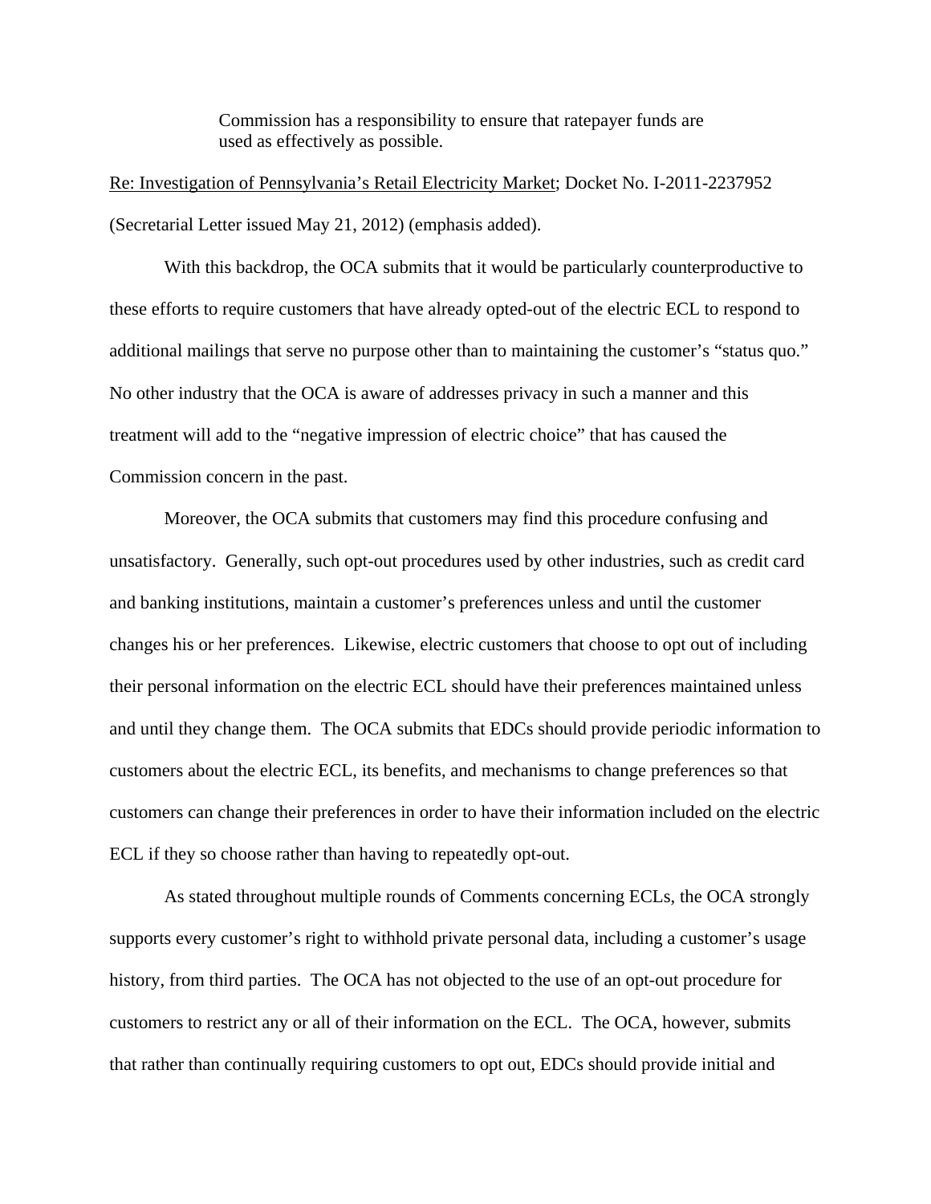> Commission has a responsibility to ensure that ratepayer funds are used as effectively as possible.

Re: Investigation of Pennsylvania's Retail Electricity Market; Docket No. I-2011-2237952 (Secretarial Letter issued May 21, 2012) (emphasis added).

With this backdrop, the OCA submits that it would be particularly counterproductive to these efforts to require customers that have already opted-out of the electric ECL to respond to additional mailings that serve no purpose other than to maintaining the customer's "status quo." No other industry that the OCA is aware of addresses privacy in such a manner and this treatment will add to the "negative impression of electric choice" that has caused the Commission concern in the past.

Moreover, the OCA submits that customers may find this procedure confusing and unsatisfactory. Generally, such opt-out procedures used by other industries, such as credit card and banking institutions, maintain a customer's preferences unless and until the customer changes his or her preferences. Likewise, electric customers that choose to opt out of including their personal information on the electric ECL should have their preferences maintained unless and until they change them. The OCA submits that EDCs should provide periodic information to customers about the electric ECL, its benefits, and mechanisms to change preferences so that customers can change their preferences in order to have their information included on the electric ECL if they so choose rather than having to repeatedly opt-out.

As stated throughout multiple rounds of Comments concerning ECLs, the OCA strongly supports every customer's right to withhold private personal data, including a customer's usage history, from third parties. The OCA has not objected to the use of an opt-out procedure for customers to restrict any or all of their information on the ECL. The OCA, however, submits that rather than continually requiring customers to opt out, EDCs should provide initial and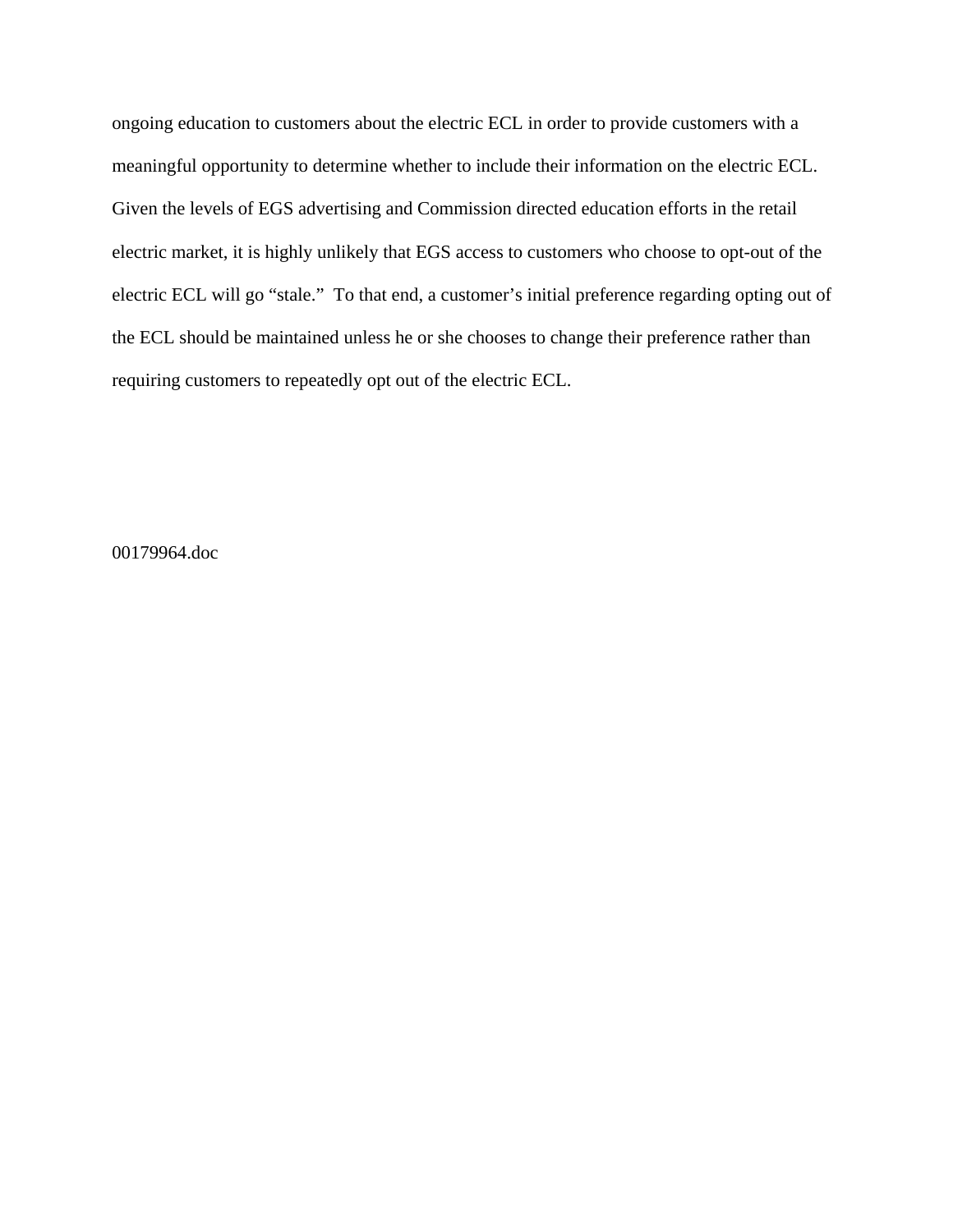ongoing education to customers about the electric ECL in order to provide customers with a meaningful opportunity to determine whether to include their information on the electric ECL. Given the levels of EGS advertising and Commission directed education efforts in the retail electric market, it is highly unlikely that EGS access to customers who choose to opt-out of the electric ECL will go "stale." To that end, a customer's initial preference regarding opting out of the ECL should be maintained unless he or she chooses to change their preference rather than requiring customers to repeatedly opt out of the electric ECL.

00179964.doc